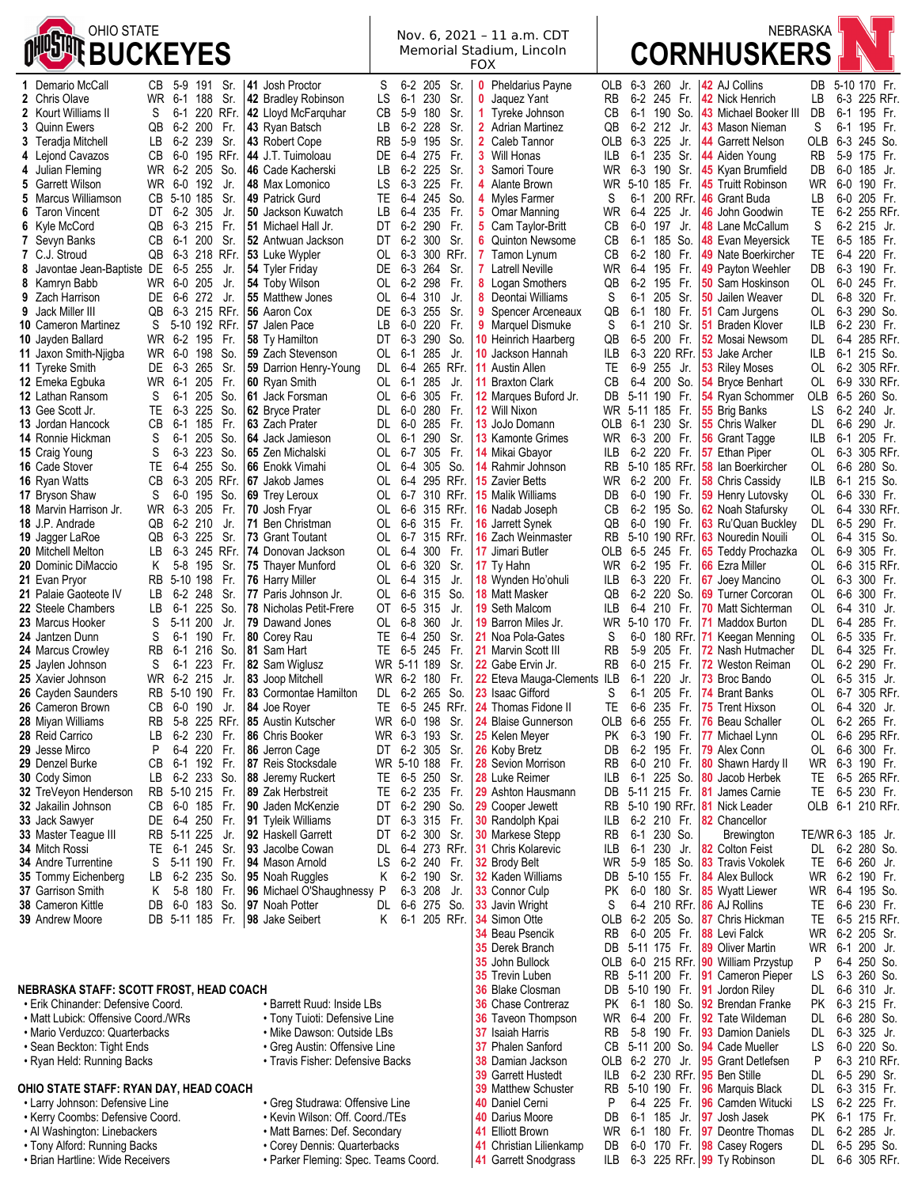# OHIO STATE BUCKEYES

Nov. 6, 2021 – 11 a.m. CDT
Memorial Stadium, Lincoln
FOX

# NEBRASKA CORNHUSKERS

## Ohio State Buckeyes Roster

| No. | Name | Pos. | Ht. | Wt. | Cl. |
|---|---|---|---|---|---|
| 1 | Demario McCall | CB | 5-9 | 191 | Sr. |
| 2 | Chris Olave | WR | 6-1 | 188 | Sr. |
| 2 | Kourt Williams II | S | 6-1 | 220 | RFr. |
| 3 | Quinn Ewers | QB | 6-2 | 200 | Fr. |
| 3 | Teradja Mitchell | LB | 6-2 | 239 | Sr. |
| 4 | Lejond Cavazos | CB | 6-0 | 195 | RFr. |
| 4 | Julian Fleming | WR | 6-2 | 205 | So. |
| 5 | Garrett Wilson | WR | 6-0 | 192 | Jr. |
| 5 | Marcus Williamson | CB | 5-10 | 185 | Sr. |
| 6 | Taron Vincent | DT | 6-2 | 305 | Jr. |
| 6 | Kyle McCord | QB | 6-3 | 215 | Fr. |
| 7 | Sevyn Banks | CB | 6-1 | 200 | Sr. |
| 7 | C.J. Stroud | QB | 6-3 | 218 | RFr. |
| 8 | Javontae Jean-Baptiste | DE | 6-5 | 255 | Jr. |
| 8 | Kamryn Babb | WR | 6-0 | 205 | Jr. |
| 9 | Zach Harrison | DE | 6-6 | 272 | Jr. |
| 9 | Jack Miller III | QB | 6-3 | 215 | RFr. |
| 10 | Cameron Martinez | S | 5-10 | 192 | RFr. |
| 10 | Jayden Ballard | WR | 6-2 | 195 | Fr. |
| 11 | Jaxon Smith-Njigba | WR | 6-0 | 198 | So. |
| 11 | Tyreke Smith | DE | 6-3 | 265 | Sr. |
| 12 | Emeka Egbuka | WR | 6-1 | 205 | Fr. |
| 12 | Lathan Ransom | S | 6-1 | 205 | So. |
| 13 | Gee Scott Jr. | TE | 6-3 | 225 | So. |
| 13 | Jordan Hancock | CB | 6-1 | 185 | Fr. |
| 14 | Ronnie Hickman | S | 6-1 | 205 | So. |
| 15 | Craig Young | S | 6-3 | 223 | So. |
| 16 | Cade Stover | TE | 6-4 | 255 | So. |
| 16 | Ryan Watts | CB | 6-3 | 205 | RFr. |
| 17 | Bryson Shaw | S | 6-0 | 195 | So. |
| 18 | Marvin Harrison Jr. | WR | 6-3 | 205 | Fr. |
| 18 | J.P. Andrade | QB | 6-2 | 210 | Jr. |
| 19 | Jagger LaRoe | QB | 6-3 | 225 | Sr. |
| 20 | Mitchell Melton | LB | 6-3 | 245 | RFr. |
| 20 | Dominic DiMaccio | K | 5-8 | 195 | Sr. |
| 21 | Evan Pryor | RB | 5-10 | 198 | Fr. |
| 21 | Palaie Gaoteote IV | LB | 6-2 | 248 | Sr. |
| 22 | Steele Chambers | LB | 6-1 | 225 | So. |
| 23 | Marcus Hooker | S | 5-11 | 200 | Jr. |
| 24 | Jantzen Dunn | S | 6-1 | 190 | Fr. |
| 24 | Marcus Crowley | RB | 6-1 | 216 | So. |
| 25 | Jaylen Johnson | S | 6-1 | 223 | Fr. |
| 25 | Xavier Johnson | WR | 6-2 | 215 | Jr. |
| 26 | Cayden Saunders | RB | 5-10 | 190 | Fr. |
| 26 | Cameron Brown | CB | 6-0 | 190 | Jr. |
| 28 | Miyan Williams | RB | 5-8 | 225 | RFr. |
| 28 | Reid Carrico | LB | 6-2 | 230 | Fr. |
| 29 | Jesse Mirco | P | 6-4 | 220 | Fr. |
| 29 | Denzel Burke | CB | 6-1 | 192 | Fr. |
| 30 | Cody Simon | LB | 6-2 | 233 | So. |
| 32 | TreVeyon Henderson | RB | 5-10 | 215 | Fr. |
| 32 | Jakailin Johnson | CB | 6-0 | 185 | Fr. |
| 33 | Jack Sawyer | DE | 6-4 | 250 | Fr. |
| 33 | Master Teague III | RB | 5-11 | 225 | Jr. |
| 34 | Mitch Rossi | TE | 6-1 | 245 | Sr. |
| 34 | Andre Turrentine | S | 5-11 | 190 | Fr. |
| 35 | Tommy Eichenberg | LB | 6-2 | 235 | So. |
| 37 | Garrison Smith | K | 5-8 | 180 | Fr. |
| 38 | Cameron Kittle | DB | 6-0 | 183 | So. |
| 39 | Andrew Moore | DB | 5-11 | 185 | Fr. |
| 41 | Josh Proctor | S | 6-2 | 205 | Sr. |
| 42 | Bradley Robinson | LS | 6-1 | 230 | Sr. |
| 42 | Lloyd McFarquhar | CB | 5-9 | 180 | Sr. |
| 43 | Ryan Batsch | LB | 6-2 | 228 | Sr. |
| 43 | Robert Cope | RB | 5-9 | 195 | Sr. |
| 44 | J.T. Tuimoloau | DE | 6-4 | 275 | Fr. |
| 46 | Cade Kacherski | LB | 6-2 | 225 | Sr. |
| 48 | Max Lomonico | LS | 6-3 | 225 | Fr. |
| 49 | Patrick Gurd | TE | 6-4 | 245 | So. |
| 50 | Jackson Kuwatch | LB | 6-4 | 235 | Fr. |
| 51 | Michael Hall Jr. | DT | 6-2 | 290 | Fr. |
| 52 | Antwuan Jackson | DT | 6-2 | 300 | Sr. |
| 53 | Luke Wypler | OL | 6-3 | 300 | RFr. |
| 54 | Tyler Friday | DE | 6-3 | 264 | Sr. |
| 54 | Toby Wilson | OL | 6-2 | 298 | Fr. |
| 55 | Matthew Jones | OL | 6-4 | 310 | Jr. |
| 56 | Aaron Cox | DE | 6-3 | 255 | Sr. |
| 57 | Jalen Pace | LB | 6-0 | 220 | Fr. |
| 58 | Ty Hamilton | DT | 6-3 | 290 | So. |
| 59 | Zach Stevenson | OL | 6-1 | 285 | Jr. |
| 59 | Darrion Henry-Young | DL | 6-4 | 265 | RFr. |
| 60 | Ryan Smith | OL | 6-1 | 285 | Jr. |
| 61 | Jack Forsman | OL | 6-6 | 305 | Fr. |
| 62 | Bryce Prater | DL | 6-0 | 280 | Fr. |
| 63 | Zach Prater | DL | 6-0 | 285 | Fr. |
| 64 | Jack Jamieson | OL | 6-1 | 290 | Sr. |
| 65 | Zen Michalski | OL | 6-7 | 305 | Fr. |
| 66 | Enokk Vimahi | OL | 6-4 | 305 | So. |
| 67 | Jakob James | OL | 6-4 | 295 | RFr. |
| 69 | Trey Leroux | OL | 6-7 | 310 | RFr. |
| 70 | Josh Fryar | OL | 6-6 | 315 | RFr. |
| 71 | Ben Christman | OL | 6-6 | 315 | Fr. |
| 73 | Grant Toutant | OL | 6-7 | 315 | RFr. |
| 74 | Donovan Jackson | OL | 6-4 | 300 | Fr. |
| 75 | Thayer Munford | OL | 6-6 | 320 | Sr. |
| 76 | Harry Miller | OL | 6-4 | 315 | Jr. |
| 77 | Paris Johnson Jr. | OL | 6-6 | 315 | So. |
| 78 | Nicholas Petit-Frere | OT | 6-5 | 315 | Jr. |
| 79 | Dawand Jones | OL | 6-8 | 360 | Jr. |
| 80 | Corey Rau | TE | 6-4 | 250 | Sr. |
| 81 | Sam Hart | TE | 6-5 | 245 | Fr. |
| 82 | Sam Wiglusz | WR | 5-11 | 189 | Sr. |
| 83 | Joop Mitchell | WR | 6-2 | 180 | Fr. |
| 83 | Cormontae Hamilton | DL | 6-2 | 265 | So. |
| 84 | Joe Royer | TE | 6-5 | 245 | RFr. |
| 85 | Austin Kutscher | WR | 6-0 | 198 | Sr. |
| 86 | Chris Booker | WR | 6-3 | 193 | Sr. |
| 86 | Jerron Cage | DT | 6-2 | 305 | Sr. |
| 87 | Reis Stocksdale | WR | 5-10 | 188 | Fr. |
| 88 | Jeremy Ruckert | TE | 6-5 | 250 | Sr. |
| 89 | Zak Herbstreit | TE | 6-2 | 235 | Fr. |
| 90 | Jaden McKenzie | DT | 6-2 | 290 | So. |
| 91 | Tyleik Williams | DT | 6-3 | 315 | Fr. |
| 92 | Haskell Garrett | DT | 6-2 | 300 | Sr. |
| 93 | Jacolbe Cowan | DL | 6-4 | 273 | RFr. |
| 94 | Mason Arnold | LS | 6-2 | 240 | Fr. |
| 95 | Noah Ruggles | K | 6-2 | 190 | Sr. |
| 96 | Michael O'Shaughnessy | P | 6-3 | 208 | Jr. |
| 97 | Noah Potter | DL | 6-6 | 275 | So. |
| 98 | Jake Seibert | K | 6-1 | 205 | RFr. |

## Nebraska Cornhuskers Roster

| No. | Name | Pos. | Ht. | Wt. | Cl. |
|---|---|---|---|---|---|
| 0 | Pheldarius Payne | OLB | 6-3 | 260 | Jr. |
| 0 | Jaquez Yant | RB | 6-2 | 245 | Fr. |
| 1 | Tyreke Johnson | CB | 6-1 | 190 | So. |
| 2 | Adrian Martinez | QB | 6-2 | 212 | Jr. |
| 2 | Caleb Tannor | OLB | 6-3 | 225 | Sr. |
| 3 | Will Honas | ILB | 6-1 | 235 | Sr. |
| 3 | Samori Toure | WR | 6-3 | 190 | Sr. |
| 4 | Alante Brown | WR | 5-10 | 185 | Fr. |
| 4 | Myles Farmer | S | 6-1 | 200 | RFr. |
| 5 | Omar Manning | WR | 6-4 | 225 | Jr. |
| 5 | Cam Taylor-Britt | CB | 6-0 | 197 | Jr. |
| 6 | Quinton Newsome | CB | 6-1 | 185 | So. |
| 7 | Tamon Lynum | CB | 6-2 | 180 | Fr. |
| 7 | Latrell Neville | WR | 6-4 | 195 | Fr. |
| 8 | Logan Smothers | QB | 6-2 | 195 | Fr. |
| 8 | Deontai Williams | S | 6-1 | 205 | Sr. |
| 9 | Spencer Arceneaux | QB | 6-1 | 180 | Fr. |
| 9 | Marquel Dismuke | S | 6-1 | 210 | Sr. |
| 10 | Heinrich Haarberg | QB | 6-5 | 200 | Fr. |
| 10 | Jackson Hannah | ILB | 6-3 | 220 | RFr. |
| 11 | Austin Allen | TE | 6-9 | 255 | Jr. |
| 11 | Braxton Clark | CB | 6-4 | 200 | So. |
| 12 | Marques Buford Jr. | DB | 5-11 | 190 | Fr. |
| 12 | Will Nixon | WR | 5-11 | 185 | Fr. |
| 13 | JoJo Domann | OLB | 6-1 | 230 | Sr. |
| 13 | Kamonte Grimes | WR | 6-3 | 200 | Fr. |
| 14 | Mikai Gbayor | ILB | 6-2 | 220 | Fr. |
| 14 | Rahmir Johnson | RB | 5-10 | 185 | RFr. |
| 15 | Zavier Betts | WR | 6-2 | 200 | Fr. |
| 15 | Malik Williams | DB | 6-0 | 190 | Fr. |
| 16 | Nadab Joseph | CB | 6-2 | 195 | So. |
| 16 | Jarrett Synek | QB | 6-0 | 190 | Fr. |
| 16 | Zach Weinmaster | RB | 5-10 | 190 | RFr. |
| 17 | Jimari Butler | OLB | 6-5 | 245 | Fr. |
| 17 | Ty Hahn | WR | 6-2 | 195 | Fr. |
| 18 | Wynden Ho'ohuli | ILB | 6-3 | 220 | Fr. |
| 18 | Matt Masker | QB | 6-2 | 220 | So. |
| 19 | Seth Malcom | ILB | 6-4 | 210 | Fr. |
| 19 | Barron Miles Jr. | WR | 5-10 | 170 | Fr. |
| 21 | Noa Pola-Gates | S | 6-0 | 180 | RFr. |
| 21 | Marvin Scott III | RB | 5-9 | 205 | Fr. |
| 22 | Gabe Ervin Jr. | RB | 6-0 | 215 | Fr. |
| 22 | Eteva Mauga-Clements | ILB | 6-1 | 220 | Jr. |
| 23 | Isaac Gifford | S | 6-1 | 205 | Fr. |
| 24 | Thomas Fidone II | TE | 6-6 | 235 | Fr. |
| 24 | Blaise Gunnerson | OLB | 6-6 | 255 | Fr. |
| 25 | Kelen Meyer | PK | 6-3 | 190 | Fr. |
| 26 | Koby Bretz | DB | 6-2 | 195 | Fr. |
| 28 | Sevion Morrison | RB | 6-0 | 210 | Fr. |
| 28 | Luke Reimer | ILB | 6-1 | 225 | So. |
| 29 | Ashton Hausmann | DB | 5-11 | 215 | Fr. |
| 29 | Cooper Jewett | RB | 5-10 | 190 | RFr. |
| 30 | Randolph Kpai | ILB | 6-2 | 210 | Fr. |
| 30 | Markese Stepp | RB | 6-1 | 230 | So. |
| 31 | Chris Kolarevic | ILB | 6-1 | 230 | Jr. |
| 32 | Brody Belt | WR | 5-9 | 185 | So. |
| 32 | Kaden Williams | DB | 5-10 | 155 | Fr. |
| 33 | Connor Culp | PK | 6-0 | 180 | Sr. |
| 33 | Javin Wright | S | 6-4 | 210 | RFr. |
| 34 | Simon Otte | OLB | 6-2 | 205 | So. |
| 34 | Beau Psencik | RB | 6-0 | 205 | Fr. |
| 35 | Derek Branch | DB | 5-11 | 175 | Fr. |
| 35 | John Bullock | OLB | 6-0 | 215 | RFr. |
| 35 | Trevin Luben | RB | 5-11 | 200 | Fr. |
| 36 | Blake Closman | DB | 5-10 | 190 | Fr. |
| 36 | Chase Contreraz | PK | 6-1 | 180 | So. |
| 36 | Taveon Thompson | WR | 6-4 | 200 | Fr. |
| 37 | Isaiah Harris | RB | 5-8 | 190 | Fr. |
| 37 | Phalen Sanford | CB | 5-11 | 200 | So. |
| 38 | Damian Jackson | OLB | 6-2 | 270 | Jr. |
| 39 | Garrett Hustedt | ILB | 6-2 | 230 | RFr. |
| 39 | Matthew Schuster | RB | 5-10 | 190 | Fr. |
| 40 | Daniel Cerni | P | 6-4 | 225 | Fr. |
| 40 | Darius Moore | DB | 6-1 | 185 | Jr. |
| 41 | Elliott Brown | WR | 6-1 | 180 | Fr. |
| 41 | Christian Lilienkamp | DB | 6-0 | 170 | Fr. |
| 41 | Garrett Snodgrass | ILB | 6-3 | 225 | RFr. |
| 42 | AJ Collins | DB | 5-10 | 170 | Fr. |
| 42 | Nick Henrich | LB | 6-3 | 225 | RFr. |
| 43 | Michael Booker III | DB | 6-1 | 195 | Fr. |
| 43 | Mason Nieman | S | 6-1 | 195 | Fr. |
| 44 | Garrett Nelson | OLB | 6-3 | 245 | So. |
| 44 | Aiden Young | RB | 5-9 | 175 | Fr. |
| 45 | Kyan Brumfield | DB | 6-0 | 185 | Jr. |
| 45 | Truitt Robinson | WR | 6-0 | 190 | Fr. |
| 46 | Grant Buda | LB | 6-0 | 205 | Fr. |
| 46 | John Goodwin | TE | 6-2 | 255 | RFr. |
| 48 | Lane McCallum | S | 6-2 | 215 | Jr. |
| 48 | Evan Meyersick | TE | 6-5 | 185 | Fr. |
| 49 | Nate Boerkircher | TE | 6-4 | 220 | Fr. |
| 49 | Payton Weehler | DB | 6-3 | 190 | Fr. |
| 50 | Sam Hoskinson | OL | 6-0 | 245 | Fr. |
| 50 | Jailen Weaver | DL | 6-8 | 320 | Fr. |
| 51 | Cam Jurgens | OL | 6-3 | 290 | So. |
| 51 | Braden Klover | ILB | 6-2 | 230 | Fr. |
| 52 | Nash Newsom | DL | 6-4 | 285 | RFr. |
| 53 | Jake Archer | ILB | 6-1 | 215 | So. |
| 53 | Riley Moses | OL | 6-2 | 305 | RFr. |
| 54 | Bryce Benhart | OL | 6-9 | 330 | RFr. |
| 54 | Ryan Schommer | OLB | 6-5 | 260 | So. |
| 55 | Brig Banks | LS | 6-2 | 240 | Jr. |
| 55 | Chris Walker | DL | 6-6 | 290 | Jr. |
| 56 | Grant Tagge | ILB | 6-1 | 205 | Fr. |
| 57 | Ethan Piper | OL | 6-3 | 305 | RFr. |
| 58 | Ian Boerkircher | OL | 6-6 | 280 | So. |
| 58 | Chris Cassidy | ILB | 6-1 | 215 | So. |
| 59 | Henry Lutovsky | OL | 6-6 | 330 | Fr. |
| 62 | Noah Stafursky | OL | 6-4 | 330 | RFr. |
| 63 | Ru'Quan Buckley | DL | 6-5 | 290 | Fr. |
| 63 | Nouredin Nouili | OL | 6-4 | 315 | So. |
| 65 | Teddy Prochazka | OL | 6-9 | 305 | Fr. |
| 66 | Ezra Miller | OL | 6-6 | 315 | RFr. |
| 67 | Joey Mancino | OL | 6-3 | 300 | Fr. |
| 69 | Turner Corcoran | OL | 6-6 | 300 | Fr. |
| 70 | Matt Sichterman | OL | 6-4 | 310 | Jr. |
| 71 | Maddox Burton | DL | 6-4 | 285 | Fr. |
| 71 | Keegan Menning | OL | 6-5 | 335 | Fr. |
| 72 | Nash Hutmacher | DL | 6-4 | 325 | Fr. |
| 72 | Weston Reiman | OL | 6-2 | 290 | Fr. |
| 73 | Broc Bando | OL | 6-5 | 315 | Jr. |
| 74 | Brant Banks | OL | 6-7 | 305 | RFr. |
| 75 | Trent Hixson | OL | 6-4 | 320 | Jr. |
| 76 | Beau Schaller | OL | 6-2 | 265 | Fr. |
| 77 | Michael Lynn | OL | 6-6 | 295 | RFr. |
| 79 | Alex Conn | OL | 6-6 | 300 | Fr. |
| 80 | Shawn Hardy II | WR | 6-3 | 190 | Fr. |
| 80 | Jacob Herbek | TE | 6-5 | 265 | RFr. |
| 81 | James Carnie | TE | 6-5 | 230 | Fr. |
| 81 | Nick Leader | OLB | 6-1 | 210 | RFr. |
| 82 | Chancellor Brewington | TE/WR | 6-3 | 185 | Jr. |
| 82 | Colton Feist | DL | 6-2 | 280 | So. |
| 83 | Travis Vokolek | TE | 6-6 | 260 | Jr. |
| 84 | Alex Bullock | WR | 6-2 | 190 | Fr. |
| 85 | Wyatt Liewer | WR | 6-4 | 195 | So. |
| 86 | AJ Rollins | TE | 6-6 | 230 | Fr. |
| 87 | Chris Hickman | TE | 6-5 | 215 | RFr. |
| 88 | Levi Falck | WR | 6-2 | 205 | Sr. |
| 89 | Oliver Martin | WR | 6-1 | 200 | Jr. |
| 90 | William Przystup | P | 6-4 | 250 | So. |
| 91 | Cameron Pieper | LS | 6-3 | 260 | So. |
| 91 | Jordon Riley | DL | 6-6 | 310 | Jr. |
| 92 | Brendan Franke | PK | 6-3 | 215 | Fr. |
| 92 | Tate Wildeman | DL | 6-6 | 280 | So. |
| 93 | Damion Daniels | DL | 6-3 | 325 | Jr. |
| 94 | Jake Mueller | LS | 6-0 | 220 | So. |
| 95 | Grant Detlefsen | P | 6-3 | 210 | RFr. |
| 95 | Ben Stille | DL | 6-5 | 290 | Sr. |
| 96 | Marquis Black | DL | 6-3 | 315 | Fr. |
| 96 | Camden Witucki | LS | 6-2 | 225 | Fr. |
| 97 | Josh Jasek | PK | 6-1 | 175 | Fr. |
| 97 | Deontre Thomas | DL | 6-2 | 285 | Jr. |
| 98 | Casey Rogers | DL | 6-5 | 295 | So. |
| 99 | Ty Robinson | DL | 6-6 | 305 | RFr. |

## NEBRASKA STAFF: SCOTT FROST, HEAD COACH

- Erik Chinander: Defensive Coord.
- Matt Lubick: Offensive Coord./WRs
- Mario Verduzco: Quarterbacks
- Sean Beckton: Tight Ends
- Ryan Held: Running Backs
- Barrett Ruud: Inside LBs
- Tony Tuioti: Defensive Line
- Mike Dawson: Outside LBs
- Greg Austin: Offensive Line
- Travis Fisher: Defensive Backs

## OHIO STATE STAFF: RYAN DAY, HEAD COACH

- Larry Johnson: Defensive Line
- Kerry Coombs: Defensive Coord.
- Al Washington: Linebackers
- Tony Alford: Running Backs
- Brian Hartline: Wide Receivers
- Greg Studrawa: Offensive Line
- Kevin Wilson: Off. Coord./TEs
- Matt Barnes: Def. Secondary
- Corey Dennis: Quarterbacks
- Parker Fleming: Spec. Teams Coord.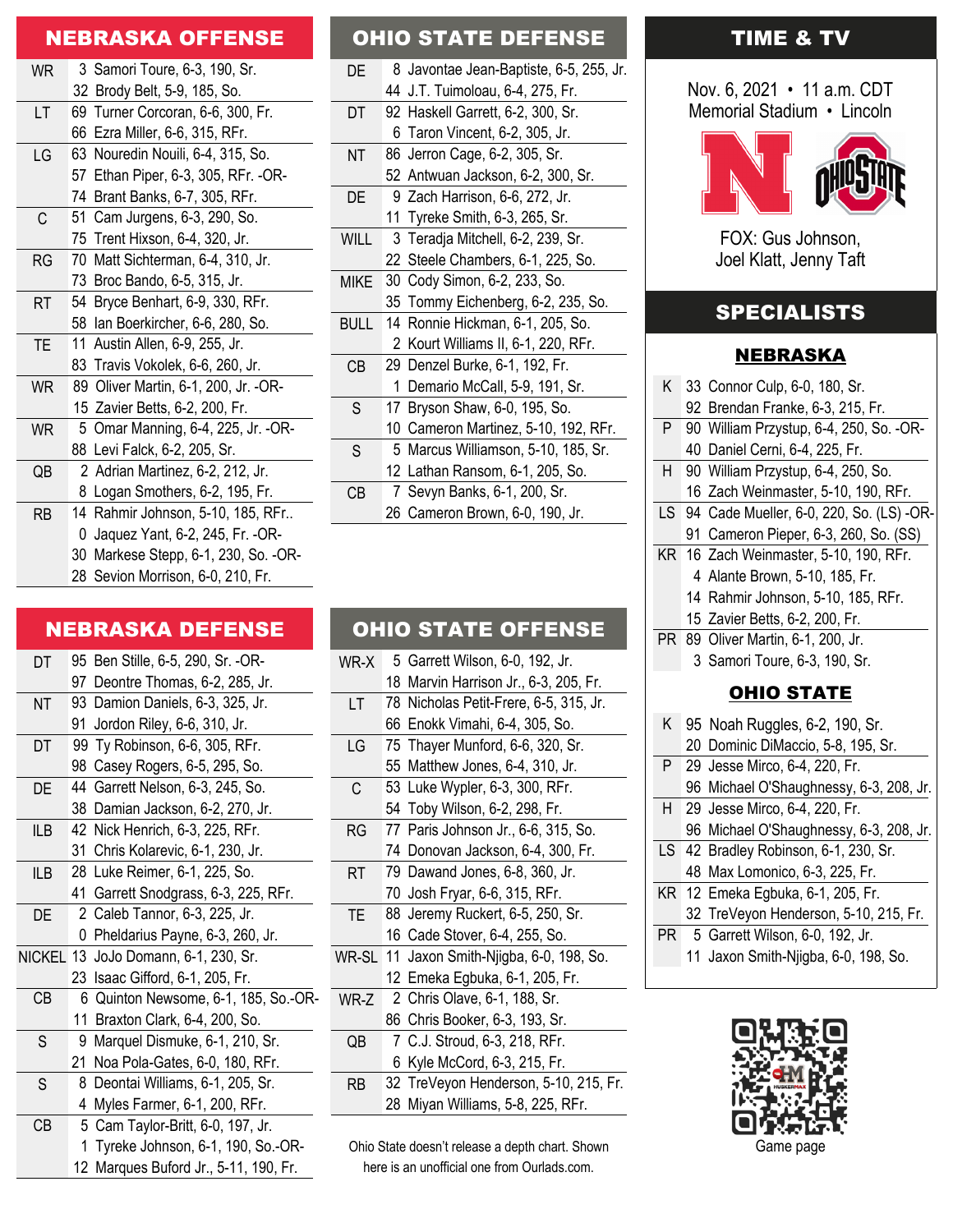## NEBRASKA OFFENSE

| | |
|---|---|
| WR | 3 Samori Toure, 6-3, 190, Sr. |
| | 32 Brody Belt, 5-9, 185, So. |
| LT | 69 Turner Corcoran, 6-6, 300, Fr. |
| | 66 Ezra Miller, 6-6, 315, RFr. |
| LG | 63 Nouredin Nouili, 6-4, 315, So. |
| | 57 Ethan Piper, 6-3, 305, RFr. -OR- |
| | 74 Brant Banks, 6-7, 305, RFr. |
| C | 51 Cam Jurgens, 6-3, 290, So. |
| | 75 Trent Hixson, 6-4, 320, Jr. |
| RG | 70 Matt Sichterman, 6-4, 310, Jr. |
| | 73 Broc Bando, 6-5, 315, Jr. |
| RT | 54 Bryce Benhart, 6-9, 330, RFr. |
| | 58 Ian Boerkircher, 6-6, 280, So. |
| TE | 11 Austin Allen, 6-9, 255, Jr. |
| | 83 Travis Vokolek, 6-6, 260, Jr. |
| WR | 89 Oliver Martin, 6-1, 200, Jr. -OR- |
| | 15 Zavier Betts, 6-2, 200, Fr. |
| WR | 5 Omar Manning, 6-4, 225, Jr. -OR- |
| | 88 Levi Falck, 6-2, 205, Sr. |
| QB | 2 Adrian Martinez, 6-2, 212, Jr. |
| | 8 Logan Smothers, 6-2, 195, Fr. |
| RB | 14 Rahmir Johnson, 5-10, 185, RFr.. |
| | 0 Jaquez Yant, 6-2, 245, Fr. -OR- |
| | 30 Markese Stepp, 6-1, 230, So. -OR- |
| | 28 Sevion Morrison, 6-0, 210, Fr. |

## OHIO STATE DEFENSE

| | |
|---|---|
| DE | 8 Javontae Jean-Baptiste, 6-5, 255, Jr. |
| | 44 J.T. Tuimoloau, 6-4, 275, Fr. |
| DT | 92 Haskell Garrett, 6-2, 300, Sr. |
| | 6 Taron Vincent, 6-2, 305, Jr. |
| NT | 86 Jerron Cage, 6-2, 305, Sr. |
| | 52 Antwuan Jackson, 6-2, 300, Sr. |
| DE | 9 Zach Harrison, 6-6, 272, Jr. |
| | 11 Tyreke Smith, 6-3, 265, Sr. |
| WILL | 3 Teradja Mitchell, 6-2, 239, Sr. |
| | 22 Steele Chambers, 6-1, 225, So. |
| MIKE | 30 Cody Simon, 6-2, 233, So. |
| | 35 Tommy Eichenberg, 6-2, 235, So. |
| BULL | 14 Ronnie Hickman, 6-1, 205, So. |
| | 2 Kourt Williams II, 6-1, 220, RFr. |
| CB | 29 Denzel Burke, 6-1, 192, Fr. |
| | 1 Demario McCall, 5-9, 191, Sr. |
| S | 17 Bryson Shaw, 6-0, 195, So. |
| | 10 Cameron Martinez, 5-10, 192, RFr. |
| S | 5 Marcus Williamson, 5-10, 185, Sr. |
| | 12 Lathan Ransom, 6-1, 205, So. |
| CB | 7 Sevyn Banks, 6-1, 200, Sr. |
| | 26 Cameron Brown, 6-0, 190, Jr. |

## TIME & TV

Nov. 6, 2021 • 11 a.m. CDT
Memorial Stadium • Lincoln

FOX: Gus Johnson, Joel Klatt, Jenny Taft

## SPECIALISTS

### NEBRASKA

| | |
|---|---|
| K | 33 Connor Culp, 6-0, 180, Sr. |
| | 92 Brendan Franke, 6-3, 215, Fr. |
| P | 90 William Przystup, 6-4, 250, So. -OR- |
| | 40 Daniel Cerni, 6-4, 225, Fr. |
| H | 90 William Przystup, 6-4, 250, So. |
| | 16 Zach Weinmaster, 5-10, 190, RFr. |
| LS | 94 Cade Mueller, 6-0, 220, So. (LS) -OR- |
| | 91 Cameron Pieper, 6-3, 260, So. (SS) |
| KR | 16 Zach Weinmaster, 5-10, 190, RFr. |
| | 4 Alante Brown, 5-10, 185, Fr. |
| | 14 Rahmir Johnson, 5-10, 185, RFr. |
| | 15 Zavier Betts, 6-2, 200, Fr. |
| PR | 89 Oliver Martin, 6-1, 200, Jr. |
| | 3 Samori Toure, 6-3, 190, Sr. |

### OHIO STATE

| | |
|---|---|
| K | 95 Noah Ruggles, 6-2, 190, Sr. |
| | 20 Dominic DiMaccio, 5-8, 195, Sr. |
| P | 29 Jesse Mirco, 6-4, 220, Fr. |
| | 96 Michael O'Shaughnessy, 6-3, 208, Jr. |
| H | 29 Jesse Mirco, 6-4, 220, Fr. |
| | 96 Michael O'Shaughnessy, 6-3, 208, Jr. |
| LS | 42 Bradley Robinson, 6-1, 230, Sr. |
| | 48 Max Lomonico, 6-3, 225, Fr. |
| KR | 12 Emeka Egbuka, 6-1, 205, Fr. |
| | 32 TreVeyon Henderson, 5-10, 215, Fr. |
| PR | 5 Garrett Wilson, 6-0, 192, Jr. |
| | 11 Jaxon Smith-Njigba, 6-0, 198, So. |

## NEBRASKA DEFENSE

| | |
|---|---|
| DT | 95 Ben Stille, 6-5, 290, Sr. -OR- |
| | 97 Deontre Thomas, 6-2, 285, Jr. |
| NT | 93 Damion Daniels, 6-3, 325, Jr. |
| | 91 Jordon Riley, 6-6, 310, Jr. |
| DT | 99 Ty Robinson, 6-6, 305, RFr. |
| | 98 Casey Rogers, 6-5, 295, So. |
| DE | 44 Garrett Nelson, 6-3, 245, So. |
| | 38 Damian Jackson, 6-2, 270, Jr. |
| ILB | 42 Nick Henrich, 6-3, 225, RFr. |
| | 31 Chris Kolarevic, 6-1, 230, Jr. |
| ILB | 28 Luke Reimer, 6-1, 225, So. |
| | 41 Garrett Snodgrass, 6-3, 225, RFr. |
| DE | 2 Caleb Tannor, 6-3, 225, Jr. |
| | 0 Pheldarius Payne, 6-3, 260, Jr. |
| NICKEL | 13 JoJo Domann, 6-1, 230, Sr. |
| | 23 Isaac Gifford, 6-1, 205, Fr. |
| CB | 6 Quinton Newsome, 6-1, 185, So.-OR- |
| | 11 Braxton Clark, 6-4, 200, So. |
| S | 9 Marquel Dismuke, 6-1, 210, Sr. |
| | 21 Noa Pola-Gates, 6-0, 180, RFr. |
| S | 8 Deontai Williams, 6-1, 205, Sr. |
| | 4 Myles Farmer, 6-1, 200, RFr. |
| CB | 5 Cam Taylor-Britt, 6-0, 197, Jr. |
| | 1 Tyreke Johnson, 6-1, 190, So.-OR- |
| | 12 Marques Buford Jr., 5-11, 190, Fr. |

## OHIO STATE OFFENSE

| | |
|---|---|
| WR-X | 5 Garrett Wilson, 6-0, 192, Jr. |
| | 18 Marvin Harrison Jr., 6-3, 205, Fr. |
| LT | 78 Nicholas Petit-Frere, 6-5, 315, Jr. |
| | 66 Enokk Vimahi, 6-4, 305, So. |
| LG | 75 Thayer Munford, 6-6, 320, Sr. |
| | 55 Matthew Jones, 6-4, 310, Jr. |
| C | 53 Luke Wypler, 6-3, 300, RFr. |
| | 54 Toby Wilson, 6-2, 298, Fr. |
| RG | 77 Paris Johnson Jr., 6-6, 315, So. |
| | 74 Donovan Jackson, 6-4, 300, Fr. |
| RT | 79 Dawand Jones, 6-8, 360, Jr. |
| | 70 Josh Fryar, 6-6, 315, RFr. |
| TE | 88 Jeremy Ruckert, 6-5, 250, Sr. |
| | 16 Cade Stover, 6-4, 255, So. |
| WR-SL | 11 Jaxon Smith-Njigba, 6-0, 198, So. |
| | 12 Emeka Egbuka, 6-1, 205, Fr. |
| WR-Z | 2 Chris Olave, 6-1, 188, Sr. |
| | 86 Chris Booker, 6-3, 193, Sr. |
| QB | 7 C.J. Stroud, 6-3, 218, RFr. |
| | 6 Kyle McCord, 6-3, 215, Fr. |
| RB | 32 TreVeyon Henderson, 5-10, 215, Fr. |
| | 28 Miyan Williams, 5-8, 225, RFr. |

Ohio State doesn't release a depth chart. Shown here is an unofficial one from Ourlads.com.

Game page